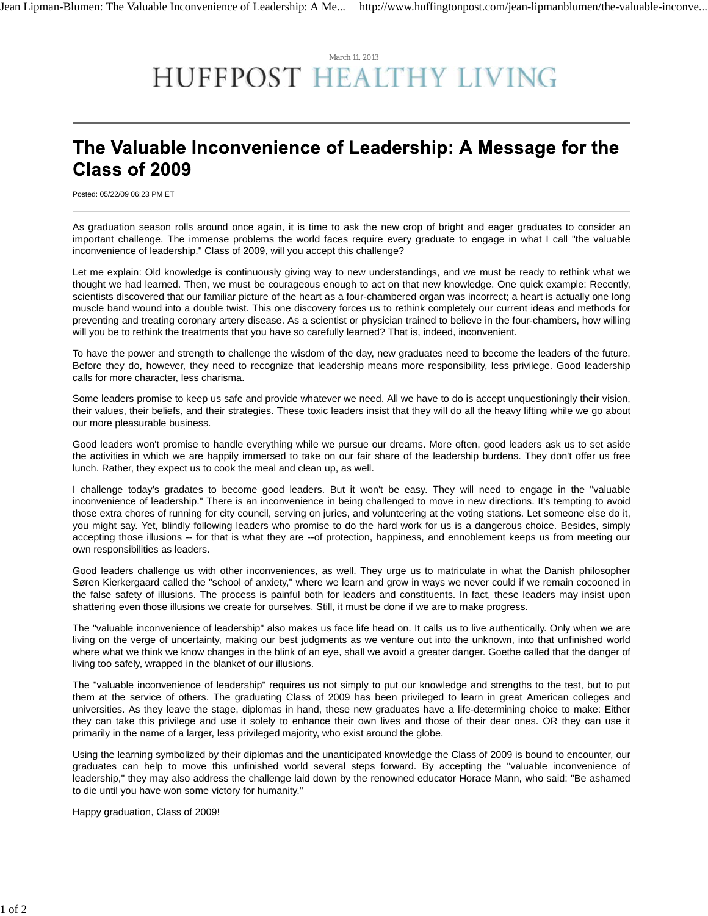March 11, 2013

HUFFPOST HEALTHY LIVING

# The Valuable Inconvenience of Leadership: A Message for the Class of 2009

Posted: 05/22/09 06:23 PM ET

As graduation season rolls around once again, it is time to ask the new crop of bright and eager graduates to consider an important challenge. The immense problems the world faces require every graduate to engage in what I call "the valuable inconvenience of leadership." Class of 2009, will you accept this challenge?

Let me explain: Old knowledge is continuously giving way to new understandings, and we must be ready to rethink what we thought we had learned. Then, we must be courageous enough to act on that new knowledge. One quick example: Recently, scientists discovered that our familiar picture of the heart as a four-chambered organ was incorrect; a heart is actually one long muscle band wound into a double twist. This one discovery forces us to rethink completely our current ideas and methods for preventing and treating coronary artery disease. As a scientist or physician trained to believe in the four-chambers, how willing will you be to rethink the treatments that you have so carefully learned? That is, indeed, inconvenient.

To have the power and strength to challenge the wisdom of the day, new graduates need to become the leaders of the future. Before they do, however, they need to recognize that leadership means more responsibility, less privilege. Good leadership calls for more character, less charisma.

Some leaders promise to keep us safe and provide whatever we need. All we have to do is accept unquestioningly their vision, their values, their beliefs, and their strategies. These toxic leaders insist that they will do all the heavy lifting while we go about our more pleasurable business.

Good leaders won't promise to handle everything while we pursue our dreams. More often, good leaders ask us to set aside the activities in which we are happily immersed to take on our fair share of the leadership burdens. They don't offer us free lunch. Rather, they expect us to cook the meal and clean up, as well.

I challenge today's gradates to become good leaders. But it won't be easy. They will need to engage in the "valuable inconvenience of leadership." There is an inconvenience in being challenged to move in new directions. It's tempting to avoid those extra chores of running for city council, serving on juries, and volunteering at the voting stations. Let someone else do it, you might say. Yet, blindly following leaders who promise to do the hard work for us is a dangerous choice. Besides, simply accepting those illusions -- for that is what they are --of protection, happiness, and ennoblement keeps us from meeting our own responsibilities as leaders.

Good leaders challenge us with other inconveniences, as well. They urge us to matriculate in what the Danish philosopher Søren Kierkergaard called the "school of anxiety," where we learn and grow in ways we never could if we remain cocooned in the false safety of illusions. The process is painful both for leaders and constituents. In fact, these leaders may insist upon shattering even those illusions we create for ourselves. Still, it must be done if we are to make progress.

The "valuable inconvenience of leadership" also makes us face life head on. It calls us to live authentically. Only when we are living on the verge of uncertainty, making our best judgments as we venture out into the unknown, into that unfinished world where what we think we know changes in the blink of an eye, shall we avoid a greater danger. Goethe called that the danger of living too safely, wrapped in the blanket of our illusions.

The "valuable inconvenience of leadership" requires us not simply to put our knowledge and strengths to the test, but to put them at the service of others. The graduating Class of 2009 has been privileged to learn in great American colleges and universities. As they leave the stage, diplomas in hand, these new graduates have a life-determining choice to make: Either they can take this privilege and use it solely to enhance their own lives and those of their dear ones. OR they can use it primarily in the name of a larger, less privileged majority, who exist around the globe.

Using the learning symbolized by their diplomas and the unanticipated knowledge the Class of 2009 is bound to encounter, our graduates can help to move this unfinished world several steps forward. By accepting the "valuable inconvenience of leadership," they may also address the challenge laid down by the renowned educator Horace Mann, who said: "Be ashamed to die until you have won some victory for humanity."

Happy graduation, Class of 2009!